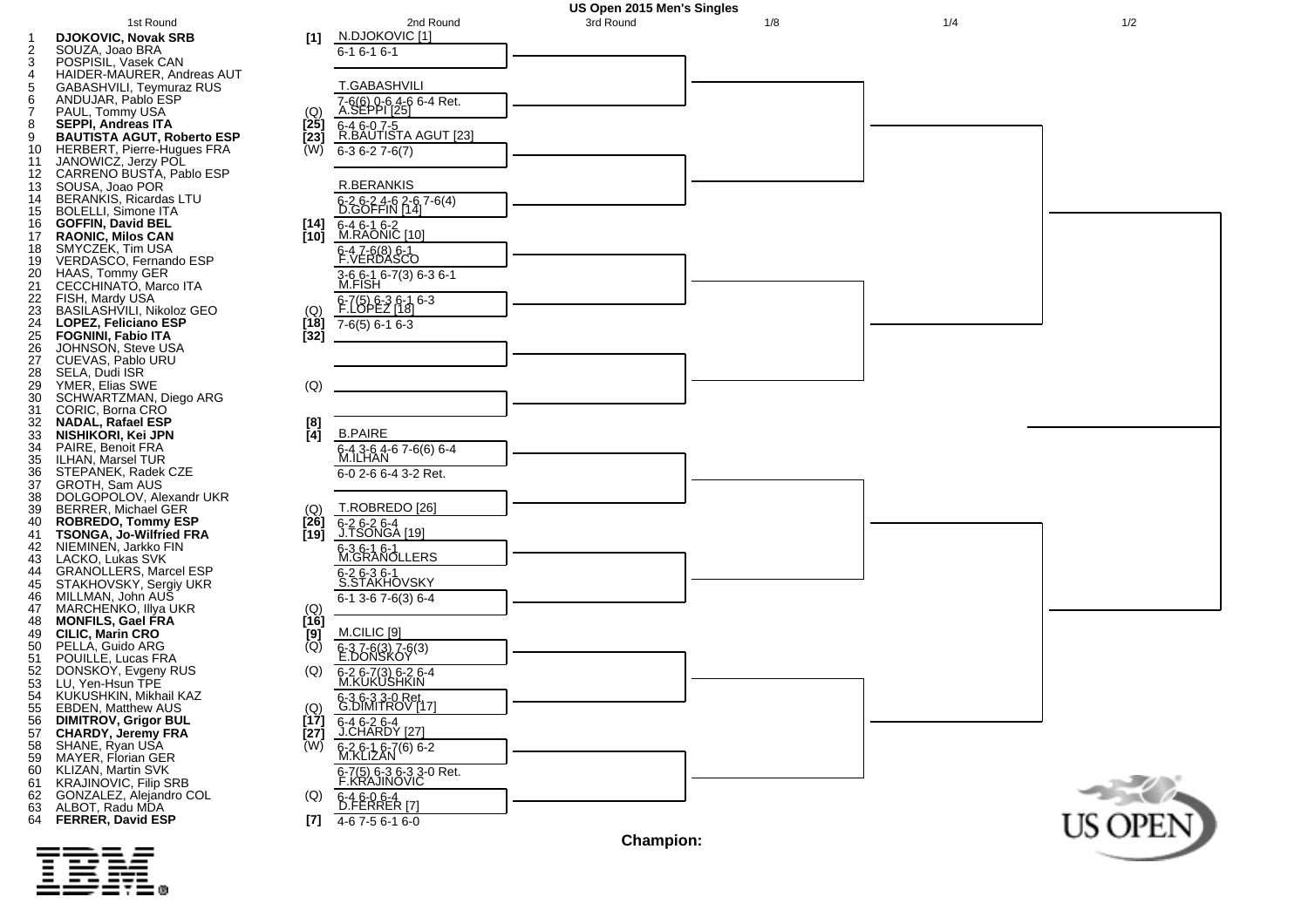# US Open 2015 Men's Singles

## 1st Round

| # | Seed | Player |
|---|---|---|
| 1 | [1] | **DJOKOVIC, Novak SRB** |
| 2 | | SOUZA, Joao BRA |
| 3 | | POSPISIL, Vasek CAN |
| 4 | | HAIDER-MAURER, Andreas AUT |
| 5 | | GABASHVILI, Teymuraz RUS |
| 6 | | ANDUJAR, Pablo ESP |
| 7 | (Q) | PAUL, Tommy USA |
| 8 | [25] | **SEPPI, Andreas ITA** |
| 9 | [23] | **BAUTISTA AGUT, Roberto ESP** |
| 10 | (W) | HERBERT, Pierre-Hugues FRA |
| 11 | | JANOWICZ, Jerzy POL |
| 12 | | CARRENO BUSTA, Pablo ESP |
| 13 | | SOUSA, Joao POR |
| 14 | | BERANKIS, Ricardas LTU |
| 15 | | BOLELLI, Simone ITA |
| 16 | [14] | **GOFFIN, David BEL** |
| 17 | [10] | **RAONIC, Milos CAN** |
| 18 | | SMYCZEK, Tim USA |
| 19 | | VERDASCO, Fernando ESP |
| 20 | | HAAS, Tommy GER |
| 21 | | CECCHINATO, Marco ITA |
| 22 | | FISH, Mardy USA |
| 23 | (Q) | BASILASHVILI, Nikoloz GEO |
| 24 | [18] | **LOPEZ, Feliciano ESP** |
| 25 | [32] | **FOGNINI, Fabio ITA** |
| 26 | | JOHNSON, Steve USA |
| 27 | | CUEVAS, Pablo URU |
| 28 | | SELA, Dudi ISR |
| 29 | (Q) | YMER, Elias SWE |
| 30 | | SCHWARTZMAN, Diego ARG |
| 31 | | CORIC, Borna CRO |
| 32 | [8] | **NADAL, Rafael ESP** |
| 33 | [4] | **NISHIKORI, Kei JPN** |
| 34 | | PAIRE, Benoit FRA |
| 35 | | ILHAN, Marsel TUR |
| 36 | | STEPANEK, Radek CZE |
| 37 | | GROTH, Sam AUS |
| 38 | | DOLGOPOLOV, Alexandr UKR |
| 39 | (Q) | BERRER, Michael GER |
| 40 | [26] | **ROBREDO, Tommy ESP** |
| 41 | [19] | **TSONGA, Jo-Wilfried FRA** |
| 42 | | NIEMINEN, Jarkko FIN |
| 43 | | LACKO, Lukas SVK |
| 44 | | GRANOLLERS, Marcel ESP |
| 45 | | STAKHOVSKY, Sergiy UKR |
| 46 | | MILLMAN, John AUS |
| 47 | (Q) | MARCHENKO, Illya UKR |
| 48 | [16] | **MONFILS, Gael FRA** |
| 49 | [9] | **CILIC, Marin CRO** |
| 50 | (Q) | PELLA, Guido ARG |
| 51 | | POUILLE, Lucas FRA |
| 52 | (Q) | DONSKOY, Evgeny RUS |
| 53 | | LU, Yen-Hsun TPE |
| 54 | | KUKUSHKIN, Mikhail KAZ |
| 55 | (Q) | EBDEN, Matthew AUS |
| 56 | [17] | **DIMITROV, Grigor BUL** |
| 57 | [27] | **CHARDY, Jeremy FRA** |
| 58 | (W) | SHANE, Ryan USA |
| 59 | | MAYER, Florian GER |
| 60 | | KLIZAN, Martin SVK |
| 61 | | KRAJINOVIC, Filip SRB |
| 62 | (Q) | GONZALEZ, Alejandro COL |
| 63 | | ALBOT, Radu MDA |
| 64 | [7] | **FERRER, David ESP** |

## 2nd Round

| Winner | Score |
|---|---|
| N.DJOKOVIC [1] | 6-1 6-1 6-1 |
| T.GABASHVILI | 7-6(6) 0-6 4-6 6-4 Ret. |
| A.SEPPI [25] | 6-4 6-0 7-5 |
| R.BAUTISTA AGUT [23] | 6-3 6-2 7-6(7) |
| R.BERANKIS | 6-2 6-2 4-6 2-6 7-6(4) |
| D.GOFFIN [14] | 6-4 6-1 6-2 |
| M.RAONIC [10] | 6-4 7-6(8) 6-1 |
| F.VERDASCO | 3-6 6-1 6-7(3) 6-3 6-1 |
| M.FISH | 6-7(5) 6-3 6-1 6-3 |
| F.LOPEZ [18] | 7-6(5) 6-1 6-3 |
| | |
| | |
| | |
| | |
| B.PAIRE | 6-4 3-6 4-6 7-6(6) 6-4 |
| M.ILHAN | 6-0 2-6 6-4 3-2 Ret. |
| T.ROBREDO [26] | 6-2 6-2 6-4 |
| J.TSONGA [19] | 6-3 6-1 6-1 |
| M.GRANOLLERS | 6-2 6-3 6-1 |
| S.STAKHOVSKY | 6-1 3-6 7-6(3) 6-4 |
| M.CILIC [9] | 6-3 7-6(3) 7-6(3) |
| E.DONSKOY | 6-2 6-7(3) 6-2 6-4 |
| M.KUKUSHKIN | 6-3 6-3 3-0 Ret. |
| G.DIMITROV [17] | 6-4 6-2 6-4 |
| J.CHARDY [27] | 6-2 6-1 6-7(6) 6-2 |
| M.KLIZAN | 6-7(5) 6-3 6-3 3-0 Ret. |
| F.KRAJINOVIC | 6-4 6-0 6-4 |
| D.FERRER [7] | 4-6 7-5 6-1 6-0 |

## 3rd Round

## 1/8

## 1/4

## 1/2

**Champion:**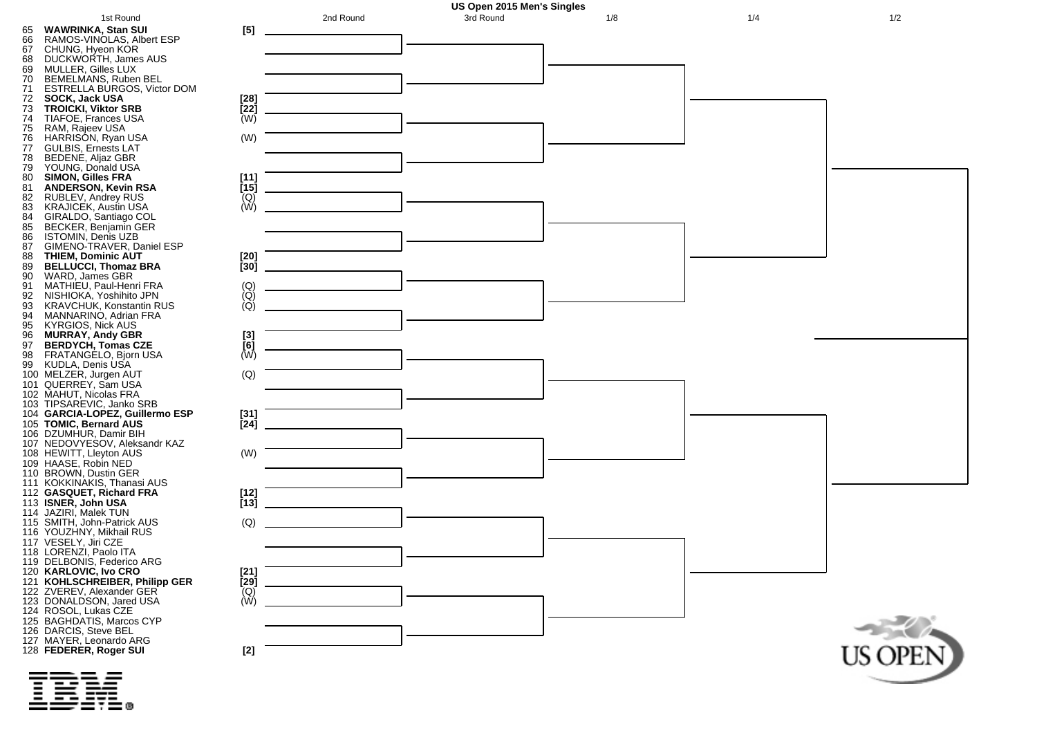# US Open 2015 Men's Singles

1st Round | 2nd Round | 3rd Round | 1/8 | 1/4 | 1/2

| No. | Player | Seed |
|---|---|---|
| 65 | **WAWRINKA, Stan SUI** | [5] |
| 66 | RAMOS-VINOLAS, Albert ESP | |
| 67 | CHUNG, Hyeon KOR | |
| 68 | DUCKWORTH, James AUS | |
| 69 | MULLER, Gilles LUX | |
| 70 | BEMELMANS, Ruben BEL | |
| 71 | ESTRELLA BURGOS, Victor DOM | |
| 72 | **SOCK, Jack USA** | [28] |
| 73 | **TROICKI, Viktor SRB** | [22] |
| 74 | TIAFOE, Frances USA | (W) |
| 75 | RAM, Rajeev USA | |
| 76 | HARRISON, Ryan USA | (W) |
| 77 | GULBIS, Ernests LAT | |
| 78 | BEDENE, Aljaz GBR | |
| 79 | YOUNG, Donald USA | |
| 80 | **SIMON, Gilles FRA** | [11] |
| 81 | **ANDERSON, Kevin RSA** | [15] |
| 82 | RUBLEV, Andrey RUS | (Q) |
| 83 | KRAJICEK, Austin USA | (W) |
| 84 | GIRALDO, Santiago COL | |
| 85 | BECKER, Benjamin GER | |
| 86 | ISTOMIN, Denis UZB | |
| 87 | GIMENO-TRAVER, Daniel ESP | |
| 88 | **THIEM, Dominic AUT** | [20] |
| 89 | **BELLUCCI, Thomaz BRA** | [30] |
| 90 | WARD, James GBR | |
| 91 | MATHIEU, Paul-Henri FRA | (Q) |
| 92 | NISHIOKA, Yoshihito JPN | (Q) |
| 93 | KRAVCHUK, Konstantin RUS | (Q) |
| 94 | MANNARINO, Adrian FRA | |
| 95 | KYRGIOS, Nick AUS | |
| 96 | **MURRAY, Andy GBR** | [3] |
| 97 | **BERDYCH, Tomas CZE** | [6] |
| 98 | FRATANGELO, Bjorn USA | (W) |
| 99 | KUDLA, Denis USA | |
| 100 | MELZER, Jurgen AUT | (Q) |
| 101 | QUERREY, Sam USA | |
| 102 | MAHUT, Nicolas FRA | |
| 103 | TIPSAREVIC, Janko SRB | |
| 104 | **GARCIA-LOPEZ, Guillermo ESP** | [31] |
| 105 | **TOMIC, Bernard AUS** | [24] |
| 106 | DZUMHUR, Damir BIH | |
| 107 | NEDOVYESOV, Aleksandr KAZ | |
| 108 | HEWITT, Lleyton AUS | (W) |
| 109 | HAASE, Robin NED | |
| 110 | BROWN, Dustin GER | |
| 111 | KOKKINAKIS, Thanasi AUS | |
| 112 | **GASQUET, Richard FRA** | [12] |
| 113 | **ISNER, John USA** | [13] |
| 114 | JAZIRI, Malek TUN | |
| 115 | SMITH, John-Patrick AUS | (Q) |
| 116 | YOUZHNY, Mikhail RUS | |
| 117 | VESELY, Jiri CZE | |
| 118 | LORENZI, Paolo ITA | |
| 119 | DELBONIS, Federico ARG | |
| 120 | **KARLOVIC, Ivo CRO** | [21] |
| 121 | **KOHLSCHREIBER, Philipp GER** | [29] |
| 122 | ZVEREV, Alexander GER | (Q) |
| 123 | DONALDSON, Jared USA | (W) |
| 124 | ROSOL, Lukas CZE | |
| 125 | BAGHDATIS, Marcos CYP | |
| 126 | DARCIS, Steve BEL | |
| 127 | MAYER, Leonardo ARG | |
| 128 | **FEDERER, Roger SUI** | [2] |